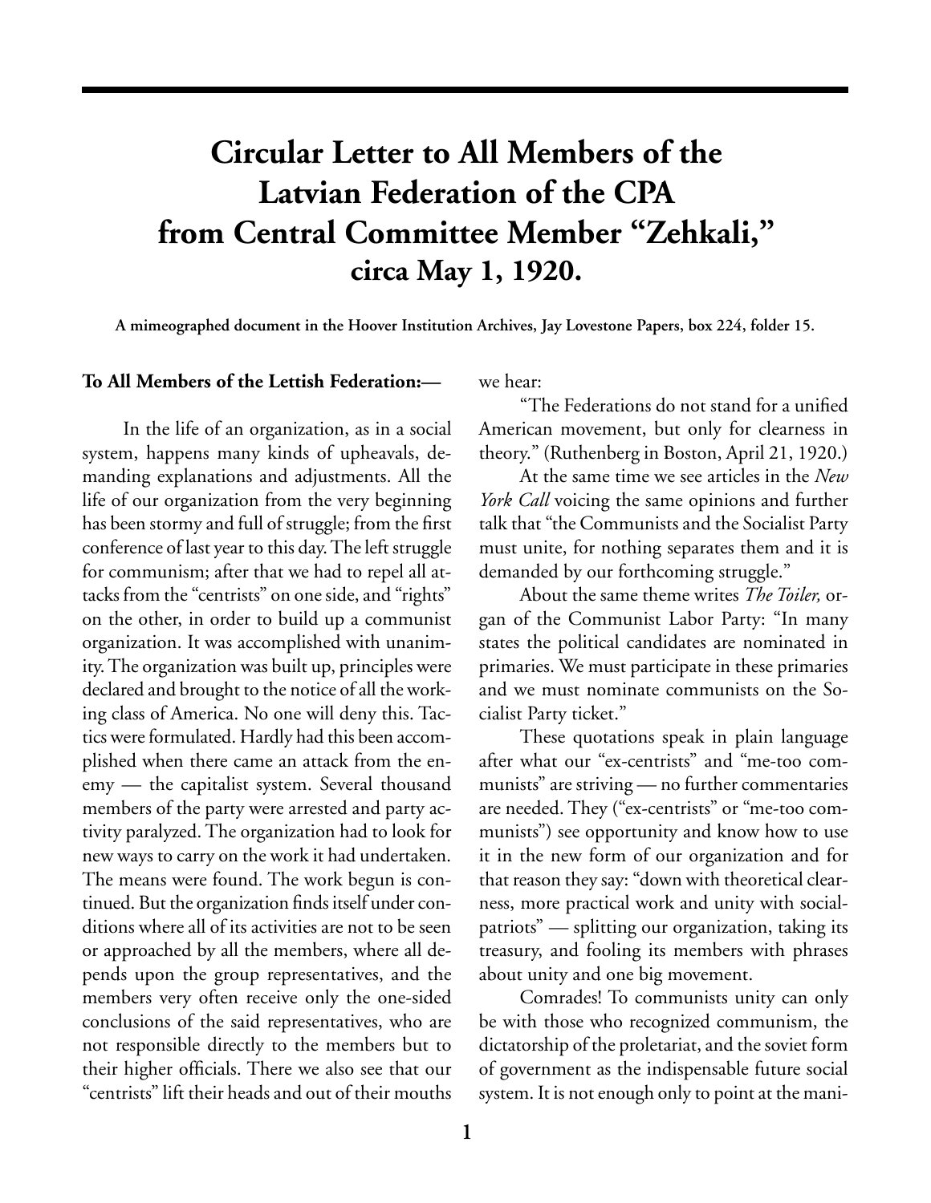# Circular Letter to All Members of the Latvian Federation of the CPA from Central Committee Member "Zehkali," circa May 1, 1920.

**A mimeographed document in the Hoover Institution Archives, Jay Lovestone Papers, box 224, folder 15.**

**To All Members of the Lettish Federation:—**

In the life of an organization, as in a social system, happens many kinds of upheavals, demanding explanations and adjustments. All the life of our organization from the very beginning has been stormy and full of struggle; from the first conference of last year to this day. The left struggle for communism; after that we had to repel all attacks from the "centrists" on one side, and "rights" on the other, in order to build up a communist organization. It was accomplished with unanimity. The organization was built up, principles were declared and brought to the notice of all the working class of America. No one will deny this. Tactics were formulated. Hardly had this been accomplished when there came an attack from the enemy — the capitalist system. Several thousand members of the party were arrested and party activity paralyzed. The organization had to look for new ways to carry on the work it had undertaken. The means were found. The work begun is continued. But the organization finds itself under conditions where all of its activities are not to be seen or approached by all the members, where all depends upon the group representatives, and the members very often receive only the one-sided conclusions of the said representatives, who are not responsible directly to the members but to their higher officials. There we also see that our "centrists" lift their heads and out of their mouths we hear:

"The Federations do not stand for a unified American movement, but only for clearness in theory." (Ruthenberg in Boston, April 21, 1920.)

At the same time we see articles in the *New York Call* voicing the same opinions and further talk that "the Communists and the Socialist Party must unite, for nothing separates them and it is demanded by our forthcoming struggle."

About the same theme writes *The Toiler,* organ of the Communist Labor Party: "In many states the political candidates are nominated in primaries. We must participate in these primaries and we must nominate communists on the Socialist Party ticket."

These quotations speak in plain language after what our "ex-centrists" and "me-too communists" are striving — no further commentaries are needed. They ("ex-centrists" or "me-too communists") see opportunity and know how to use it in the new form of our organization and for that reason they say: "down with theoretical clearness, more practical work and unity with social-patriots" — splitting our organization, taking its treasury, and fooling its members with phrases about unity and one big movement.

Comrades! To communists unity can only be with those who recognized communism, the dictatorship of the proletariat, and the soviet form of government as the indispensable future social system. It is not enough only to point at the mani-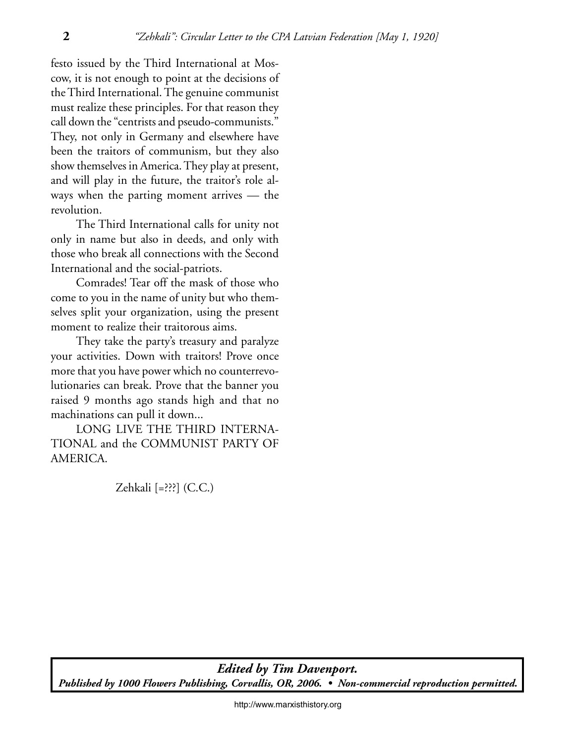festo issued by the Third International at Moscow, it is not enough to point at the decisions of the Third International. The genuine communist must realize these principles. For that reason they call down the "centrists and pseudo-communists." They, not only in Germany and elsewhere have been the traitors of communism, but they also show themselves in America. They play at present, and will play in the future, the traitor's role always when the parting moment arrives — the revolution.

The Third International calls for unity not only in name but also in deeds, and only with those who break all connections with the Second International and the social-patriots.

Comrades! Tear off the mask of those who come to you in the name of unity but who themselves split your organization, using the present moment to realize their traitorous aims.

They take the party's treasury and paralyze your activities. Down with traitors! Prove once more that you have power which no counterrevolutionaries can break. Prove that the banner you raised 9 months ago stands high and that no machinations can pull it down...

LONG LIVE THE THIRD INTERNATIONAL and the COMMUNIST PARTY OF AMERICA.

Zehkali [=???] (C.C.)

***Edited by Tim Davenport.***
***Published by 1000 Flowers Publishing, Corvallis, OR, 2006. • Non-commercial reproduction permitted.***

http://www.marxisthistory.org